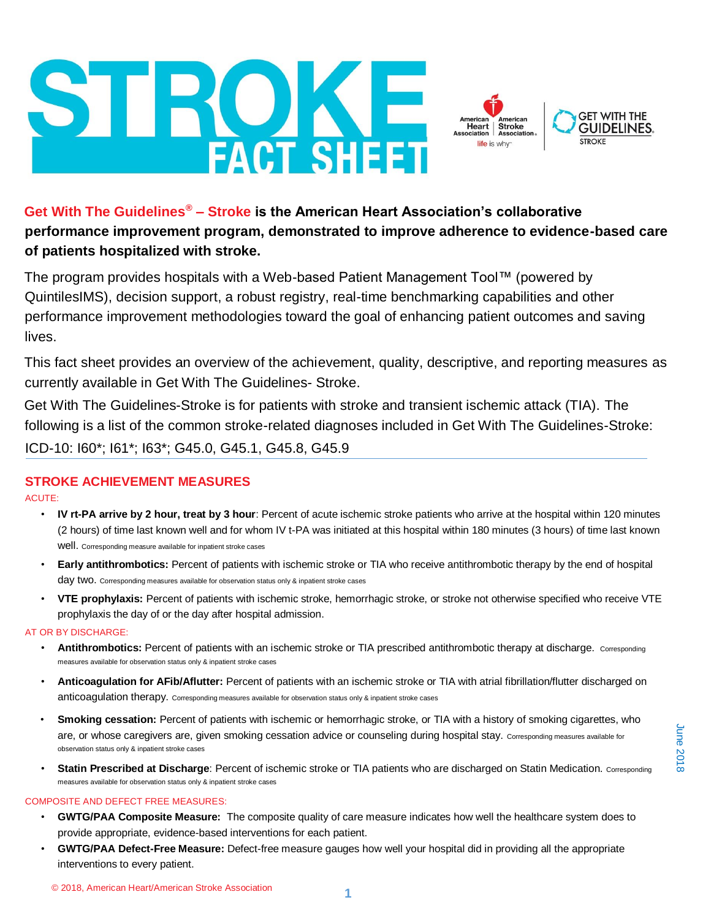# STROKE FACT SHEET

**Get With The Guidelines® – Stroke is the American Heart Association's collaborative performance improvement program, demonstrated to improve adherence to evidence-based care of patients hospitalized with stroke.**

The program provides hospitals with a Web-based Patient Management Tool™ (powered by QuintilesIMS), decision support, a robust registry, real-time benchmarking capabilities and other performance improvement methodologies toward the goal of enhancing patient outcomes and saving lives.

This fact sheet provides an overview of the achievement, quality, descriptive, and reporting measures as currently available in Get With The Guidelines- Stroke.

Get With The Guidelines-Stroke is for patients with stroke and transient ischemic attack (TIA). The following is a list of the common stroke-related diagnoses included in Get With The Guidelines-Stroke:

ICD-10: I60*; I61*; I63*; G45.0, G45.1, G45.8, G45.9

## STROKE ACHIEVEMENT MEASURES

ACUTE:

- **IV rt-PA arrive by 2 hour, treat by 3 hour**: Percent of acute ischemic stroke patients who arrive at the hospital within 120 minutes (2 hours) of time last known well and for whom IV t-PA was initiated at this hospital within 180 minutes (3 hours) of time last known well. Corresponding measure available for inpatient stroke cases
- **Early antithrombotics:** Percent of patients with ischemic stroke or TIA who receive antithrombotic therapy by the end of hospital day two. Corresponding measures available for observation status only & inpatient stroke cases
- **VTE prophylaxis:** Percent of patients with ischemic stroke, hemorrhagic stroke, or stroke not otherwise specified who receive VTE prophylaxis the day of or the day after hospital admission.

AT OR BY DISCHARGE:

- **Antithrombotics:** Percent of patients with an ischemic stroke or TIA prescribed antithrombotic therapy at discharge. Corresponding measures available for observation status only & inpatient stroke cases
- **Anticoagulation for AFib/Aflutter:** Percent of patients with an ischemic stroke or TIA with atrial fibrillation/flutter discharged on anticoagulation therapy. Corresponding measures available for observation status only & inpatient stroke cases
- **Smoking cessation:** Percent of patients with ischemic or hemorrhagic stroke, or TIA with a history of smoking cigarettes, who are, or whose caregivers are, given smoking cessation advice or counseling during hospital stay. Corresponding measures available for observation status only & inpatient stroke cases
- **Statin Prescribed at Discharge**: Percent of ischemic stroke or TIA patients who are discharged on Statin Medication. Corresponding measures available for observation status only & inpatient stroke cases

COMPOSITE AND DEFECT FREE MEASURES:

- **GWTG/PAA Composite Measure:** The composite quality of care measure indicates how well the healthcare system does to provide appropriate, evidence-based interventions for each patient.
- **GWTG/PAA Defect-Free Measure:** Defect-free measure gauges how well your hospital did in providing all the appropriate interventions to every patient.

© 2018, American Heart/American Stroke Association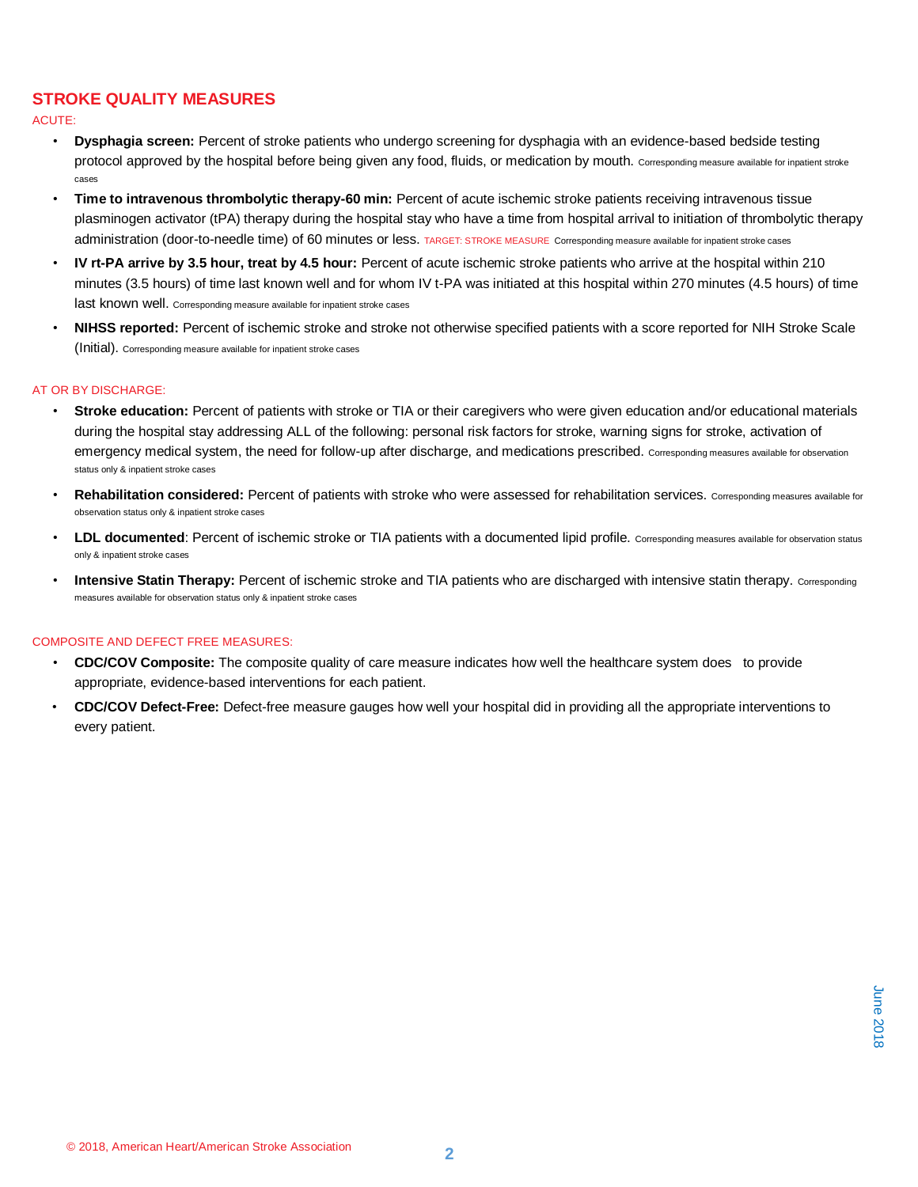## STROKE QUALITY MEASURES

ACUTE:

- **Dysphagia screen:** Percent of stroke patients who undergo screening for dysphagia with an evidence-based bedside testing protocol approved by the hospital before being given any food, fluids, or medication by mouth. Corresponding measure available for inpatient stroke cases
- **Time to intravenous thrombolytic therapy-60 min:** Percent of acute ischemic stroke patients receiving intravenous tissue plasminogen activator (tPA) therapy during the hospital stay who have a time from hospital arrival to initiation of thrombolytic therapy administration (door-to-needle time) of 60 minutes or less. TARGET: STROKE MEASURE Corresponding measure available for inpatient stroke cases
- **IV rt-PA arrive by 3.5 hour, treat by 4.5 hour:** Percent of acute ischemic stroke patients who arrive at the hospital within 210 minutes (3.5 hours) of time last known well and for whom IV t-PA was initiated at this hospital within 270 minutes (4.5 hours) of time last known well. Corresponding measure available for inpatient stroke cases
- **NIHSS reported:** Percent of ischemic stroke and stroke not otherwise specified patients with a score reported for NIH Stroke Scale (Initial). Corresponding measure available for inpatient stroke cases

AT OR BY DISCHARGE:

- **Stroke education:** Percent of patients with stroke or TIA or their caregivers who were given education and/or educational materials during the hospital stay addressing ALL of the following: personal risk factors for stroke, warning signs for stroke, activation of emergency medical system, the need for follow-up after discharge, and medications prescribed. Corresponding measures available for observation status only & inpatient stroke cases
- **Rehabilitation considered:** Percent of patients with stroke who were assessed for rehabilitation services. Corresponding measures available for observation status only & inpatient stroke cases
- **LDL documented**: Percent of ischemic stroke or TIA patients with a documented lipid profile. Corresponding measures available for observation status only & inpatient stroke cases
- **Intensive Statin Therapy:** Percent of ischemic stroke and TIA patients who are discharged with intensive statin therapy. Corresponding measures available for observation status only & inpatient stroke cases

COMPOSITE AND DEFECT FREE MEASURES:

- **CDC/COV Composite:** The composite quality of care measure indicates how well the healthcare system does to provide appropriate, evidence-based interventions for each patient.
- **CDC/COV Defect-Free:** Defect-free measure gauges how well your hospital did in providing all the appropriate interventions to every patient.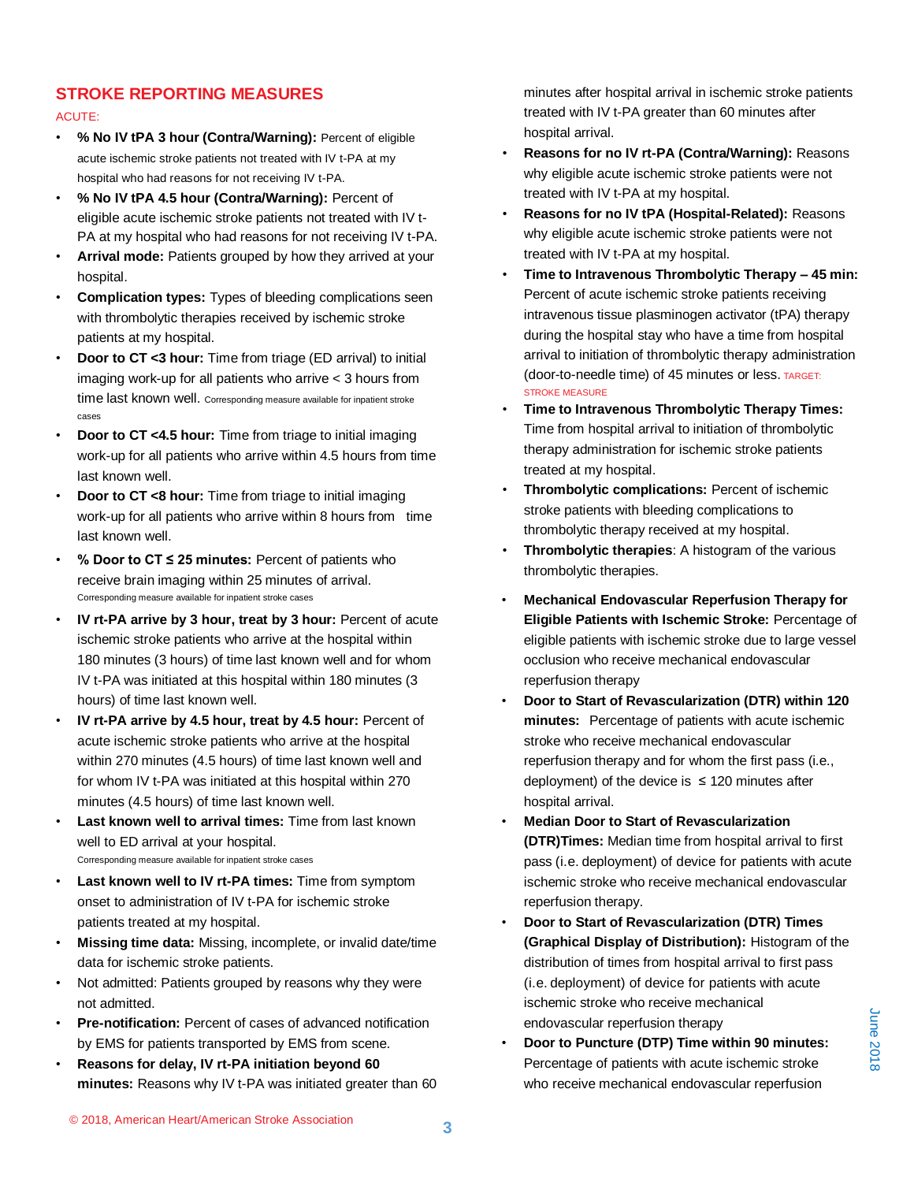## STROKE REPORTING MEASURES

ACUTE:

- **% No IV tPA 3 hour (Contra/Warning):** Percent of eligible acute ischemic stroke patients not treated with IV t-PA at my hospital who had reasons for not receiving IV t-PA.
- **% No IV tPA 4.5 hour (Contra/Warning):** Percent of eligible acute ischemic stroke patients not treated with IV t-PA at my hospital who had reasons for not receiving IV t-PA.
- **Arrival mode:** Patients grouped by how they arrived at your hospital.
- **Complication types:** Types of bleeding complications seen with thrombolytic therapies received by ischemic stroke patients at my hospital.
- **Door to CT <3 hour:** Time from triage (ED arrival) to initial imaging work-up for all patients who arrive < 3 hours from time last known well. Corresponding measure available for inpatient stroke cases
- **Door to CT <4.5 hour:** Time from triage to initial imaging work-up for all patients who arrive within 4.5 hours from time last known well.
- **Door to CT <8 hour:** Time from triage to initial imaging work-up for all patients who arrive within 8 hours from time last known well.
- **% Door to CT ≤ 25 minutes:** Percent of patients who receive brain imaging within 25 minutes of arrival. Corresponding measure available for inpatient stroke cases
- **IV rt-PA arrive by 3 hour, treat by 3 hour:** Percent of acute ischemic stroke patients who arrive at the hospital within 180 minutes (3 hours) of time last known well and for whom IV t-PA was initiated at this hospital within 180 minutes (3 hours) of time last known well.
- **IV rt-PA arrive by 4.5 hour, treat by 4.5 hour:** Percent of acute ischemic stroke patients who arrive at the hospital within 270 minutes (4.5 hours) of time last known well and for whom IV t-PA was initiated at this hospital within 270 minutes (4.5 hours) of time last known well.
- **Last known well to arrival times:** Time from last known well to ED arrival at your hospital. Corresponding measure available for inpatient stroke cases
- **Last known well to IV rt-PA times:** Time from symptom onset to administration of IV t-PA for ischemic stroke patients treated at my hospital.
- **Missing time data:** Missing, incomplete, or invalid date/time data for ischemic stroke patients.
- Not admitted: Patients grouped by reasons why they were not admitted.
- **Pre-notification:** Percent of cases of advanced notification by EMS for patients transported by EMS from scene.
- **Reasons for delay, IV rt-PA initiation beyond 60 minutes:** Reasons why IV t-PA was initiated greater than 60 minutes after hospital arrival in ischemic stroke patients treated with IV t-PA greater than 60 minutes after hospital arrival.
- **Reasons for no IV rt-PA (Contra/Warning):** Reasons why eligible acute ischemic stroke patients were not treated with IV t-PA at my hospital.
- **Reasons for no IV tPA (Hospital-Related):** Reasons why eligible acute ischemic stroke patients were not treated with IV t-PA at my hospital.
- **Time to Intravenous Thrombolytic Therapy – 45 min:** Percent of acute ischemic stroke patients receiving intravenous tissue plasminogen activator (tPA) therapy during the hospital stay who have a time from hospital arrival to initiation of thrombolytic therapy administration (door-to-needle time) of 45 minutes or less. TARGET: STROKE MEASURE
- **Time to Intravenous Thrombolytic Therapy Times:** Time from hospital arrival to initiation of thrombolytic therapy administration for ischemic stroke patients treated at my hospital.
- **Thrombolytic complications:** Percent of ischemic stroke patients with bleeding complications to thrombolytic therapy received at my hospital.
- **Thrombolytic therapies**: A histogram of the various thrombolytic therapies.
- **Mechanical Endovascular Reperfusion Therapy for Eligible Patients with Ischemic Stroke:** Percentage of eligible patients with ischemic stroke due to large vessel occlusion who receive mechanical endovascular reperfusion therapy
- **Door to Start of Revascularization (DTR) within 120 minutes:** Percentage of patients with acute ischemic stroke who receive mechanical endovascular reperfusion therapy and for whom the first pass (i.e., deployment) of the device is ≤ 120 minutes after hospital arrival.
- **Median Door to Start of Revascularization (DTR)Times:** Median time from hospital arrival to first pass (i.e. deployment) of device for patients with acute ischemic stroke who receive mechanical endovascular reperfusion therapy.
- **Door to Start of Revascularization (DTR) Times (Graphical Display of Distribution):** Histogram of the distribution of times from hospital arrival to first pass (i.e. deployment) of device for patients with acute ischemic stroke who receive mechanical endovascular reperfusion therapy
- **Door to Puncture (DTP) Time within 90 minutes:** Percentage of patients with acute ischemic stroke who receive mechanical endovascular reperfusion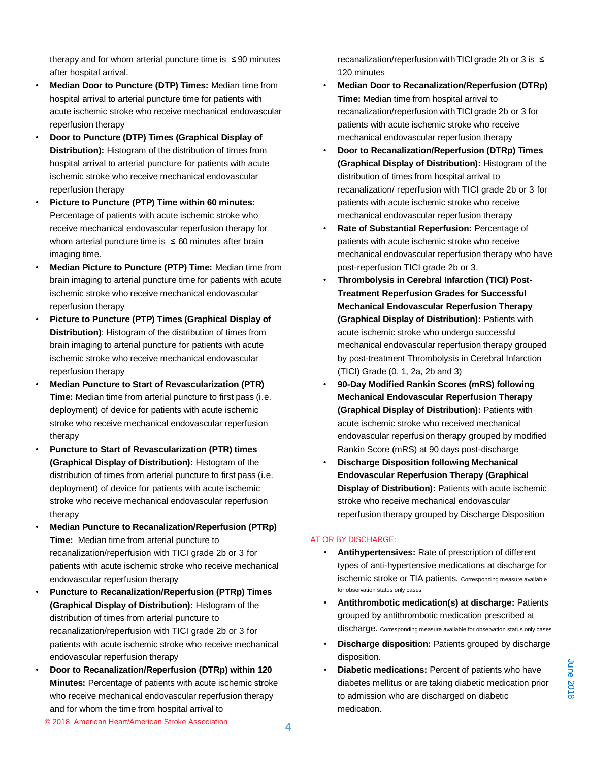therapy and for whom arterial puncture time is ≤ 90 minutes after hospital arrival.

- **Median Door to Puncture (DTP) Times:** Median time from hospital arrival to arterial puncture time for patients with acute ischemic stroke who receive mechanical endovascular reperfusion therapy
- **Door to Puncture (DTP) Times (Graphical Display of Distribution):** Histogram of the distribution of times from hospital arrival to arterial puncture for patients with acute ischemic stroke who receive mechanical endovascular reperfusion therapy
- **Picture to Puncture (PTP) Time within 60 minutes:** Percentage of patients with acute ischemic stroke who receive mechanical endovascular reperfusion therapy for whom arterial puncture time is ≤ 60 minutes after brain imaging time.
- **Median Picture to Puncture (PTP) Time:** Median time from brain imaging to arterial puncture time for patients with acute ischemic stroke who receive mechanical endovascular reperfusion therapy
- **Picture to Puncture (PTP) Times (Graphical Display of Distribution)**: Histogram of the distribution of times from brain imaging to arterial puncture for patients with acute ischemic stroke who receive mechanical endovascular reperfusion therapy
- **Median Puncture to Start of Revascularization (PTR) Time:** Median time from arterial puncture to first pass (i.e. deployment) of device for patients with acute ischemic stroke who receive mechanical endovascular reperfusion therapy
- **Puncture to Start of Revascularization (PTR) times (Graphical Display of Distribution):** Histogram of the distribution of times from arterial puncture to first pass (i.e. deployment) of device for patients with acute ischemic stroke who receive mechanical endovascular reperfusion therapy
- **Median Puncture to Recanalization/Reperfusion (PTRp) Time:** Median time from arterial puncture to recanalization/reperfusion with TICI grade 2b or 3 for patients with acute ischemic stroke who receive mechanical endovascular reperfusion therapy
- **Puncture to Recanalization/Reperfusion (PTRp) Times (Graphical Display of Distribution):** Histogram of the distribution of times from arterial puncture to recanalization/reperfusion with TICI grade 2b or 3 for patients with acute ischemic stroke who receive mechanical endovascular reperfusion therapy
- **Door to Recanalization/Reperfusion (DTRp) within 120 Minutes:** Percentage of patients with acute ischemic stroke who receive mechanical endovascular reperfusion therapy and for whom the time from hospital arrival to recanalization/reperfusion with TICI grade 2b or 3 is ≤ 120 minutes
- **Median Door to Recanalization/Reperfusion (DTRp) Time:** Median time from hospital arrival to recanalization/reperfusion with TICI grade 2b or 3 for patients with acute ischemic stroke who receive mechanical endovascular reperfusion therapy
- **Door to Recanalization/Reperfusion (DTRp) Times (Graphical Display of Distribution):** Histogram of the distribution of times from hospital arrival to recanalization/ reperfusion with TICI grade 2b or 3 for patients with acute ischemic stroke who receive mechanical endovascular reperfusion therapy
- **Rate of Substantial Reperfusion:** Percentage of patients with acute ischemic stroke who receive mechanical endovascular reperfusion therapy who have post-reperfusion TICI grade 2b or 3.
- **Thrombolysis in Cerebral Infarction (TICI) Post-Treatment Reperfusion Grades for Successful Mechanical Endovascular Reperfusion Therapy (Graphical Display of Distribution):** Patients with acute ischemic stroke who undergo successful mechanical endovascular reperfusion therapy grouped by post-treatment Thrombolysis in Cerebral Infarction (TICI) Grade (0, 1, 2a, 2b and 3)
- **90-Day Modified Rankin Scores (mRS) following Mechanical Endovascular Reperfusion Therapy (Graphical Display of Distribution):** Patients with acute ischemic stroke who received mechanical endovascular reperfusion therapy grouped by modified Rankin Score (mRS) at 90 days post-discharge
- **Discharge Disposition following Mechanical Endovascular Reperfusion Therapy (Graphical Display of Distribution):** Patients with acute ischemic stroke who receive mechanical endovascular reperfusion therapy grouped by Discharge Disposition

AT OR BY DISCHARGE:

- **Antihypertensives:** Rate of prescription of different types of anti-hypertensive medications at discharge for ischemic stroke or TIA patients. Corresponding measure available for observation status only cases
- **Antithrombotic medication(s) at discharge:** Patients grouped by antithrombotic medication prescribed at discharge. Corresponding measure available for observation status only cases
- **Discharge disposition:** Patients grouped by discharge disposition.
- **Diabetic medications:** Percent of patients who have diabetes mellitus or are taking diabetic medication prior to admission who are discharged on diabetic medication.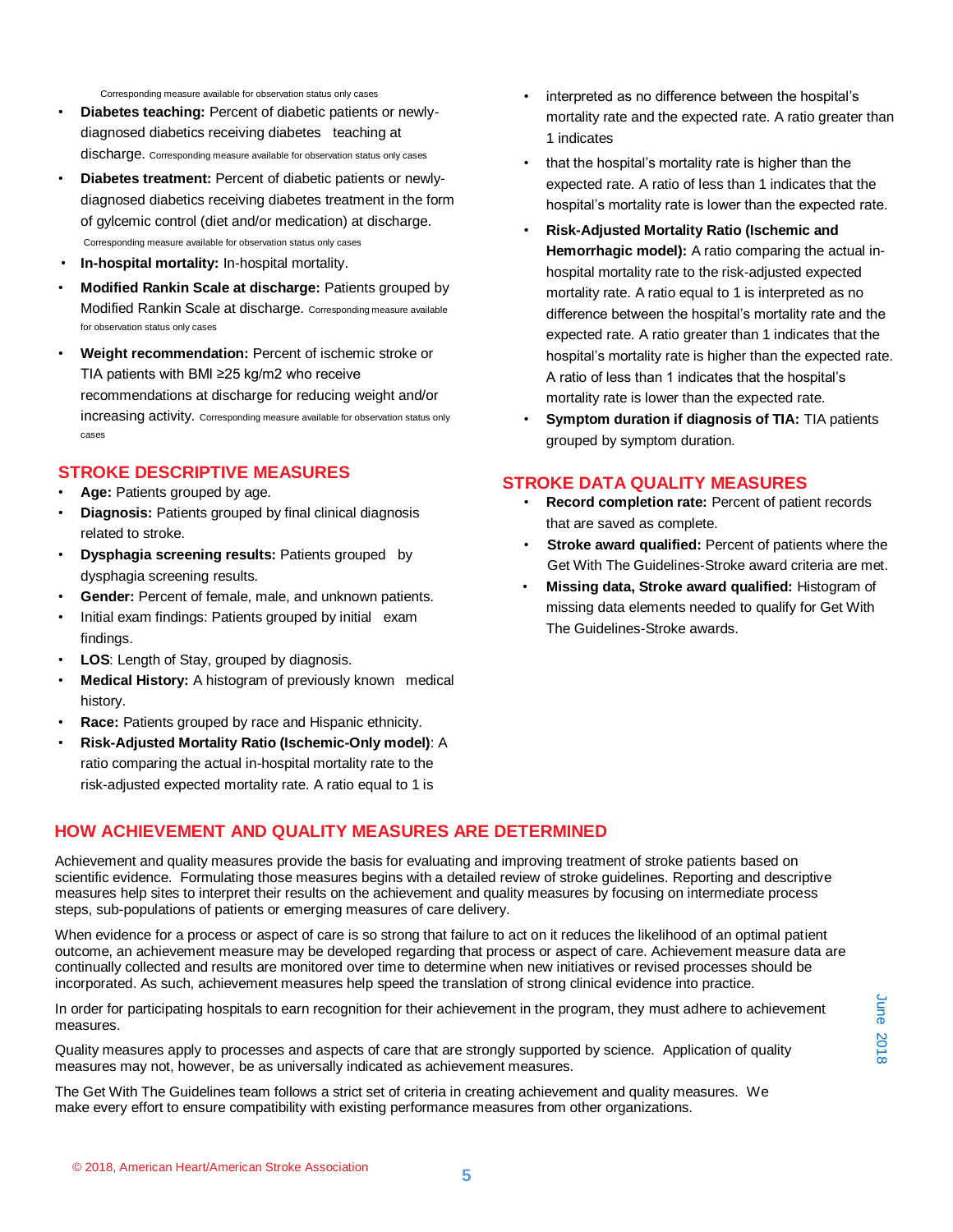Corresponding measure available for observation status only cases

- **Diabetes teaching:** Percent of diabetic patients or newly-diagnosed diabetics receiving diabetes teaching at discharge. Corresponding measure available for observation status only cases
- **Diabetes treatment:** Percent of diabetic patients or newly-diagnosed diabetics receiving diabetes treatment in the form of gylcemic control (diet and/or medication) at discharge. Corresponding measure available for observation status only cases
- **In-hospital mortality:** In-hospital mortality.
- **Modified Rankin Scale at discharge:** Patients grouped by Modified Rankin Scale at discharge. Corresponding measure available for observation status only cases
- **Weight recommendation:** Percent of ischemic stroke or TIA patients with BMI ≥25 kg/m2 who receive recommendations at discharge for reducing weight and/or increasing activity. Corresponding measure available for observation status only cases

## STROKE DESCRIPTIVE MEASURES

- **Age:** Patients grouped by age.
- **Diagnosis:** Patients grouped by final clinical diagnosis related to stroke.
- **Dysphagia screening results:** Patients grouped by dysphagia screening results.
- **Gender:** Percent of female, male, and unknown patients.
- Initial exam findings: Patients grouped by initial exam findings.
- **LOS**: Length of Stay, grouped by diagnosis.
- **Medical History:** A histogram of previously known medical history.
- **Race:** Patients grouped by race and Hispanic ethnicity.
- **Risk-Adjusted Mortality Ratio (Ischemic-Only model)**: A ratio comparing the actual in-hospital mortality rate to the risk-adjusted expected mortality rate. A ratio equal to 1 is interpreted as no difference between the hospital's mortality rate and the expected rate. A ratio greater than 1 indicates that the hospital's mortality rate is higher than the expected rate. A ratio of less than 1 indicates that the hospital's mortality rate is lower than the expected rate.
- **Risk-Adjusted Mortality Ratio (Ischemic and Hemorrhagic model):** A ratio comparing the actual in-hospital mortality rate to the risk-adjusted expected mortality rate. A ratio equal to 1 is interpreted as no difference between the hospital's mortality rate and the expected rate. A ratio greater than 1 indicates that the hospital's mortality rate is higher than the expected rate. A ratio of less than 1 indicates that the hospital's mortality rate is lower than the expected rate.
- **Symptom duration if diagnosis of TIA:** TIA patients grouped by symptom duration.

## STROKE DATA QUALITY MEASURES

- **Record completion rate:** Percent of patient records that are saved as complete.
- **Stroke award qualified:** Percent of patients where the Get With The Guidelines-Stroke award criteria are met.
- **Missing data, Stroke award qualified:** Histogram of missing data elements needed to qualify for Get With The Guidelines-Stroke awards.

## HOW ACHIEVEMENT AND QUALITY MEASURES ARE DETERMINED

Achievement and quality measures provide the basis for evaluating and improving treatment of stroke patients based on scientific evidence. Formulating those measures begins with a detailed review of stroke guidelines. Reporting and descriptive measures help sites to interpret their results on the achievement and quality measures by focusing on intermediate process steps, sub-populations of patients or emerging measures of care delivery.

When evidence for a process or aspect of care is so strong that failure to act on it reduces the likelihood of an optimal patient outcome, an achievement measure may be developed regarding that process or aspect of care. Achievement measure data are continually collected and results are monitored over time to determine when new initiatives or revised processes should be incorporated. As such, achievement measures help speed the translation of strong clinical evidence into practice.

In order for participating hospitals to earn recognition for their achievement in the program, they must adhere to achievement measures.

Quality measures apply to processes and aspects of care that are strongly supported by science. Application of quality measures may not, however, be as universally indicated as achievement measures.

The Get With The Guidelines team follows a strict set of criteria in creating achievement and quality measures. We make every effort to ensure compatibility with existing performance measures from other organizations.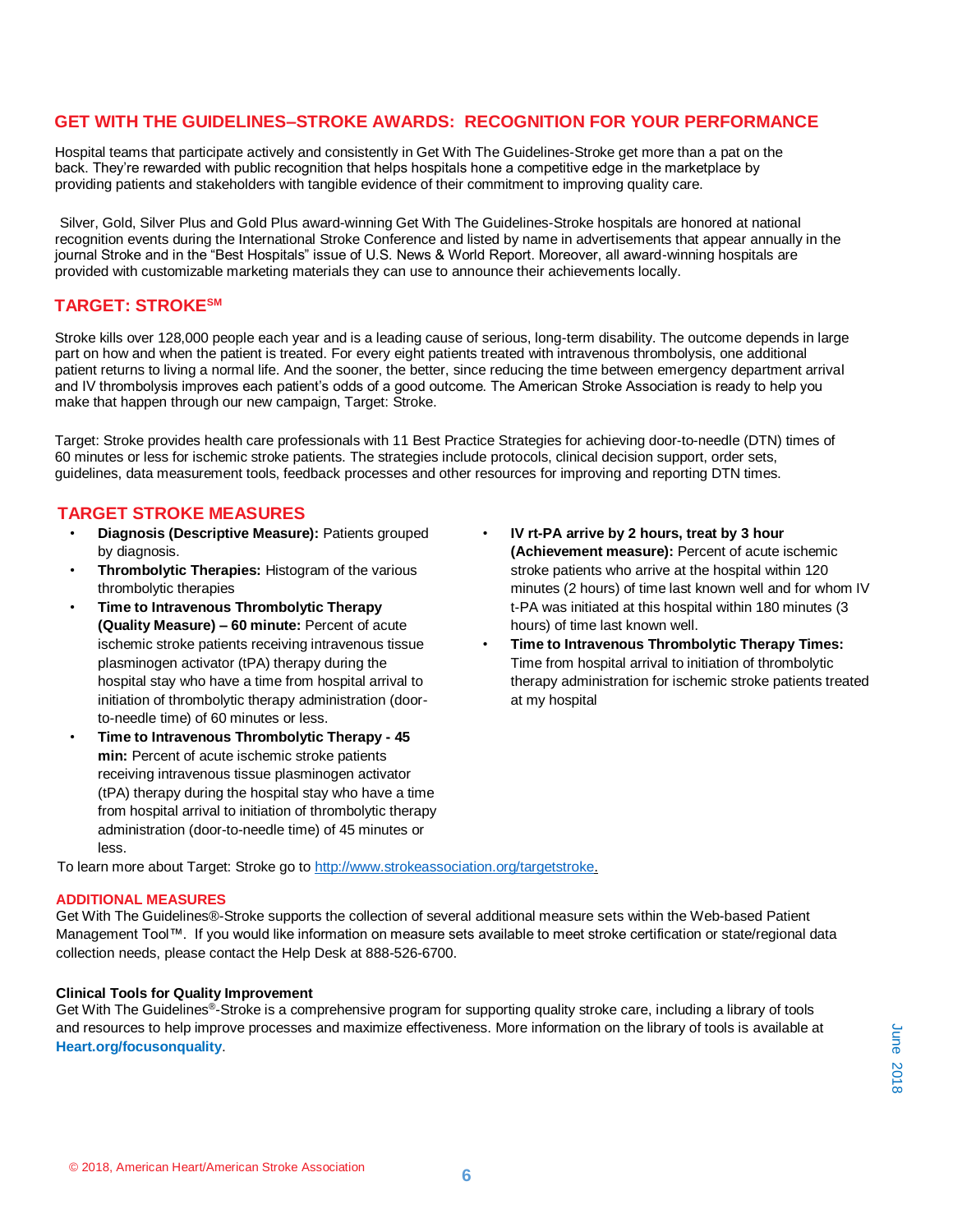## GET WITH THE GUIDELINES–STROKE AWARDS: RECOGNITION FOR YOUR PERFORMANCE

Hospital teams that participate actively and consistently in Get With The Guidelines-Stroke get more than a pat on the back. They're rewarded with public recognition that helps hospitals hone a competitive edge in the marketplace by providing patients and stakeholders with tangible evidence of their commitment to improving quality care.

Silver, Gold, Silver Plus and Gold Plus award-winning Get With The Guidelines-Stroke hospitals are honored at national recognition events during the International Stroke Conference and listed by name in advertisements that appear annually in the journal Stroke and in the "Best Hospitals" issue of U.S. News & World Report. Moreover, all award-winning hospitals are provided with customizable marketing materials they can use to announce their achievements locally.

## TARGET: STROKE℠

Stroke kills over 128,000 people each year and is a leading cause of serious, long-term disability. The outcome depends in large part on how and when the patient is treated. For every eight patients treated with intravenous thrombolysis, one additional patient returns to living a normal life. And the sooner, the better, since reducing the time between emergency department arrival and IV thrombolysis improves each patient's odds of a good outcome. The American Stroke Association is ready to help you make that happen through our new campaign, Target: Stroke.

Target: Stroke provides health care professionals with 11 Best Practice Strategies for achieving door-to-needle (DTN) times of 60 minutes or less for ischemic stroke patients. The strategies include protocols, clinical decision support, order sets, guidelines, data measurement tools, feedback processes and other resources for improving and reporting DTN times.

## TARGET STROKE MEASURES

- **Diagnosis (Descriptive Measure):** Patients grouped by diagnosis.
- **Thrombolytic Therapies:** Histogram of the various thrombolytic therapies
- **Time to Intravenous Thrombolytic Therapy (Quality Measure) – 60 minute:** Percent of acute ischemic stroke patients receiving intravenous tissue plasminogen activator (tPA) therapy during the hospital stay who have a time from hospital arrival to initiation of thrombolytic therapy administration (door-to-needle time) of 60 minutes or less.
- **Time to Intravenous Thrombolytic Therapy - 45 min:** Percent of acute ischemic stroke patients receiving intravenous tissue plasminogen activator (tPA) therapy during the hospital stay who have a time from hospital arrival to initiation of thrombolytic therapy administration (door-to-needle time) of 45 minutes or less.
- **IV rt-PA arrive by 2 hours, treat by 3 hour (Achievement measure):** Percent of acute ischemic stroke patients who arrive at the hospital within 120 minutes (2 hours) of time last known well and for whom IV t-PA was initiated at this hospital within 180 minutes (3 hours) of time last known well.
- **Time to Intravenous Thrombolytic Therapy Times:** Time from hospital arrival to initiation of thrombolytic therapy administration for ischemic stroke patients treated at my hospital

To learn more about Target: Stroke go to [http://www.strokeassociation.org/targetstroke](http://www.strokeassociation.org/targetstroke).

### ADDITIONAL MEASURES

Get With The Guidelines®-Stroke supports the collection of several additional measure sets within the Web-based Patient Management Tool™. If you would like information on measure sets available to meet stroke certification or state/regional data collection needs, please contact the Help Desk at 888-526-6700.

**Clinical Tools for Quality Improvement**

Get With The Guidelines®-Stroke is a comprehensive program for supporting quality stroke care, including a library of tools and resources to help improve processes and maximize effectiveness. More information on the library of tools is available at **Heart.org/focusonquality**.